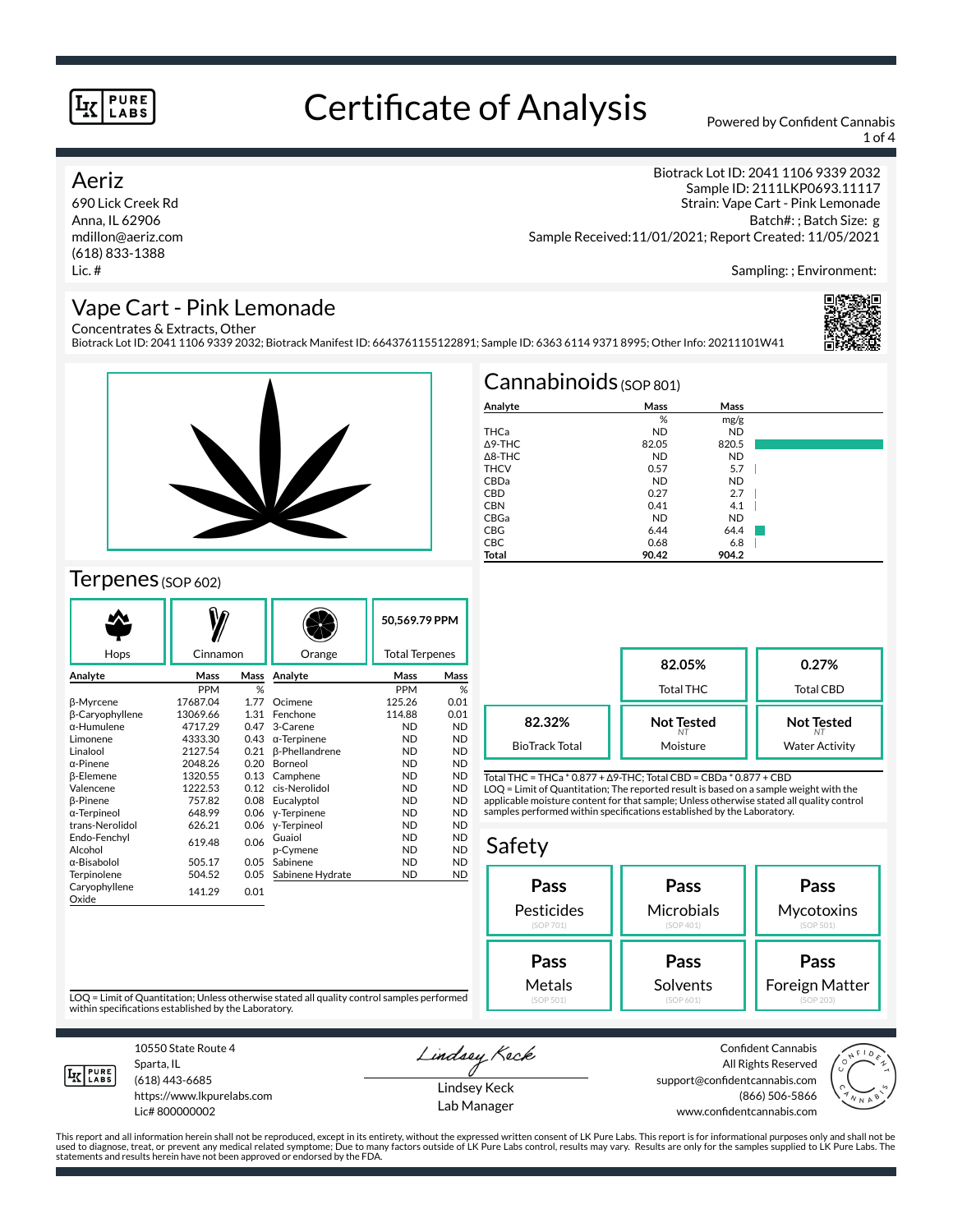# Certificate of Analysis

Powered by Confident Cannabis

## Aeriz

690 Lick Creek Rd
Anna, IL 62906
mdillon@aeriz.com
(618) 833-1388
Lic. #

Biotrack Lot ID: 2041 1106 9339 2032
Sample ID: 2111LKP0693.11117
Strain: Vape Cart - Pink Lemonade
Batch#: ; Batch Size: g
Sample Received:11/01/2021; Report Created: 11/05/2021

Sampling: ; Environment:

## Vape Cart - Pink Lemonade

Concentrates & Extracts, Other
Biotrack Lot ID: 2041 1106 9339 2032; Biotrack Manifest ID: 6643761155122891; Sample ID: 6363 6114 9371 8995; Other Info: 20211101W41

## Cannabinoids (SOP 801)

| Analyte | Mass % | Mass mg/g |
|---|---|---|
| THCa | ND | ND |
| Δ9-THC | 82.05 | 820.5 |
| Δ8-THC | ND | ND |
| THCV | 0.57 | 5.7 |
| CBDa | ND | ND |
| CBD | 0.27 | 2.7 |
| CBN | 0.41 | 4.1 |
| CBGa | ND | ND |
| CBG | 6.44 | 64.4 |
| CBC | 0.68 | 6.8 |
| **Total** | **90.42** | **904.2** |

| 82.32% BioTrack Total | 82.05% Total THC | 0.27% Total CBD |
|---|---|---|
| | Not Tested (NT) Moisture | Not Tested (NT) Water Activity |

Total THC = THCa * 0.877 + Δ9-THC; Total CBD = CBDa * 0.877 + CBD
LOQ = Limit of Quantitation; The reported result is based on a sample weight with the applicable moisture content for that sample; Unless otherwise stated all quality control samples performed within specifications established by the Laboratory.

## Terpenes (SOP 602)

Hops | Cinnamon | Orange | **50,569.79 PPM** Total Terpenes

| Analyte | Mass PPM | Mass % | Analyte | Mass PPM | Mass % |
|---|---|---|---|---|---|
| β-Myrcene | 17687.04 | 1.77 | Ocimene | 125.26 | 0.01 |
| β-Caryophyllene | 13069.66 | 1.31 | Fenchone | 114.88 | 0.01 |
| α-Humulene | 4717.29 | 0.47 | 3-Carene | ND | ND |
| Limonene | 4333.30 | 0.43 | α-Terpinene | ND | ND |
| Linalool | 2127.54 | 0.21 | β-Phellandrene | ND | ND |
| α-Pinene | 2048.26 | 0.20 | Borneol | ND | ND |
| β-Elemene | 1320.55 | 0.13 | Camphene | ND | ND |
| Valencene | 1222.53 | 0.12 | cis-Nerolidol | ND | ND |
| β-Pinene | 757.82 | 0.08 | Eucalyptol | ND | ND |
| α-Terpineol | 648.99 | 0.06 | γ-Terpinene | ND | ND |
| trans-Nerolidol | 626.21 | 0.06 | γ-Terpineol | ND | ND |
| Endo-Fenchyl Alcohol | 619.48 | 0.06 | Guaiol | ND | ND |
| | | | p-Cymene | ND | ND |
| α-Bisabolol | 505.17 | 0.05 | Sabinene | ND | ND |
| Terpinolene | 504.52 | 0.05 | Sabinene Hydrate | ND | ND |
| Caryophyllene Oxide | 141.29 | 0.01 | | | |

LOQ = Limit of Quantitation; Unless otherwise stated all quality control samples performed within specifications established by the Laboratory.

## Safety

| Pesticides (SOP 701) | Microbials (SOP 401) | Mycotoxins (SOP 501) |
|---|---|---|
| Pass | Pass | Pass |

| Metals (SOP 501) | Solvents (SOP 601) | Foreign Matter (SOP 203) |
|---|---|---|
| Pass | Pass | Pass |

10550 State Route 4
Sparta, IL
(618) 443-6685
https://www.lkpurelabs.com
Lic# 800000002

Lindsey Keck
Lab Manager

Confident Cannabis
All Rights Reserved
support@confidentcannabis.com
(866) 506-5866
www.confidentcannabis.com

This report and all information herein shall not be reproduced, except in its entirety, without the expressed written consent of LK Pure Labs. This report is for informational purposes only and shall not be used to diagnose, treat, or prevent any medical related symptome; Due to many factors outside of LK Pure Labs control, results may vary. Results are only for the samples supplied to LK Pure Labs. The statements and results herein have not been approved or endorsed by the FDA.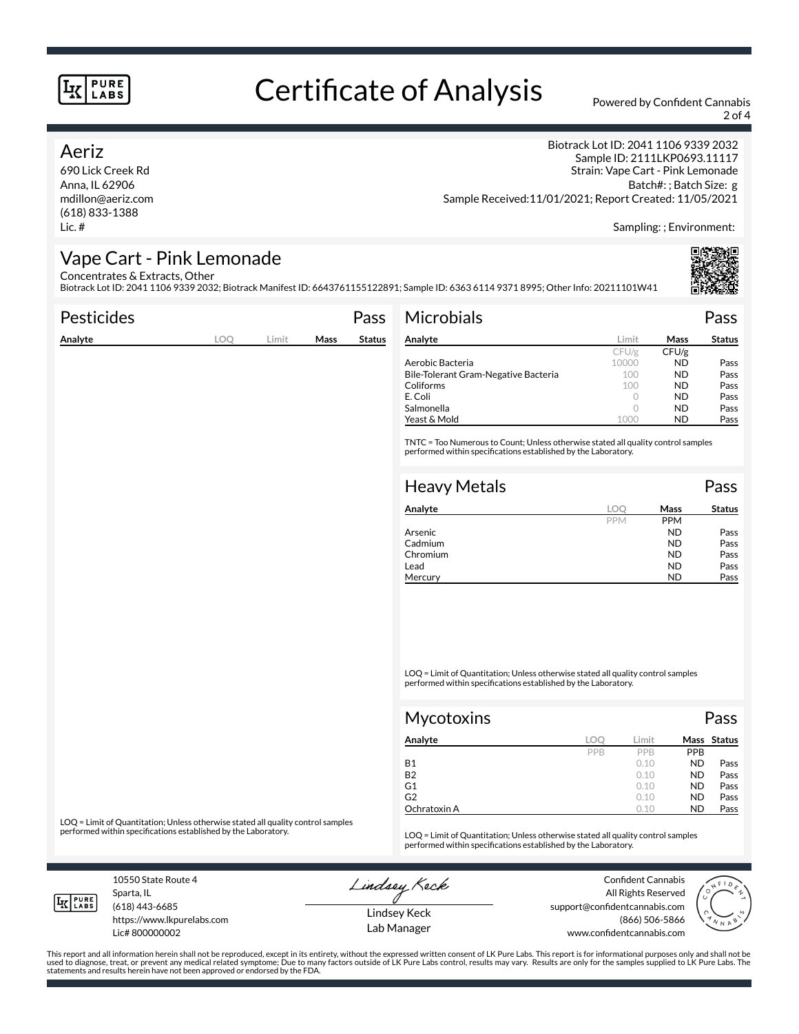# Certificate of Analysis

Powered by Confident Cannabis

## Aeriz

690 Lick Creek Rd
Anna, IL 62906
mdillon@aeriz.com
(618) 833-1388
Lic. #

Biotrack Lot ID: 2041 1106 9339 2032
Sample ID: 2111LKP0693.11117
Strain: Vape Cart - Pink Lemonade
Batch#: ; Batch Size: g
Sample Received:11/01/2021; Report Created: 11/05/2021

Sampling: ; Environment:

## Vape Cart - Pink Lemonade

Concentrates & Extracts, Other
Biotrack Lot ID: 2041 1106 9339 2032; Biotrack Manifest ID: 6643761155122891; Sample ID: 6363 6114 9371 8995; Other Info: 20211101W41

### Pesticides — Pass

| Analyte | LOQ | Limit | Mass | Status |
|---|---|---|---|---|

LOQ = Limit of Quantitation; Unless otherwise stated all quality control samples performed within specifications established by the Laboratory.

### Microbials — Pass

| Analyte | Limit | Mass | Status |
|---|---|---|---|
| | CFU/g | CFU/g | |
| Aerobic Bacteria | 10000 | ND | Pass |
| Bile-Tolerant Gram-Negative Bacteria | 100 | ND | Pass |
| Coliforms | 100 | ND | Pass |
| E. Coli | 0 | ND | Pass |
| Salmonella | 0 | ND | Pass |
| Yeast & Mold | 1000 | ND | Pass |

TNTC = Too Numerous to Count; Unless otherwise stated all quality control samples performed within specifications established by the Laboratory.

### Heavy Metals — Pass

| Analyte | LOQ | Mass | Status |
|---|---|---|---|
| | PPM | PPM | |
| Arsenic | | ND | Pass |
| Cadmium | | ND | Pass |
| Chromium | | ND | Pass |
| Lead | | ND | Pass |
| Mercury | | ND | Pass |

LOQ = Limit of Quantitation; Unless otherwise stated all quality control samples performed within specifications established by the Laboratory.

### Mycotoxins — Pass

| Analyte | LOQ | Limit | Mass | Status |
|---|---|---|---|---|
| | PPB | PPB | PPB | |
| B1 | | 0.10 | ND | Pass |
| B2 | | 0.10 | ND | Pass |
| G1 | | 0.10 | ND | Pass |
| G2 | | 0.10 | ND | Pass |
| Ochratoxin A | | 0.10 | ND | Pass |

LOQ = Limit of Quantitation; Unless otherwise stated all quality control samples performed within specifications established by the Laboratory.

10550 State Route 4
Sparta, IL
(618) 443-6685
https://www.lkpurelabs.com
Lic# 800000002

Lindsey Keck
Lab Manager

Confident Cannabis
All Rights Reserved
support@confidentcannabis.com
(866) 506-5866
www.confidentcannabis.com

This report and all information herein shall not be reproduced, except in its entirety, without the expressed written consent of LK Pure Labs. This report is for informational purposes only and shall not be used to diagnose, treat, or prevent any medical related symptome; Due to many factors outside of LK Pure Labs control, results may vary. Results are only for the samples supplied to LK Pure Labs. The statements and results herein have not been approved or endorsed by the FDA.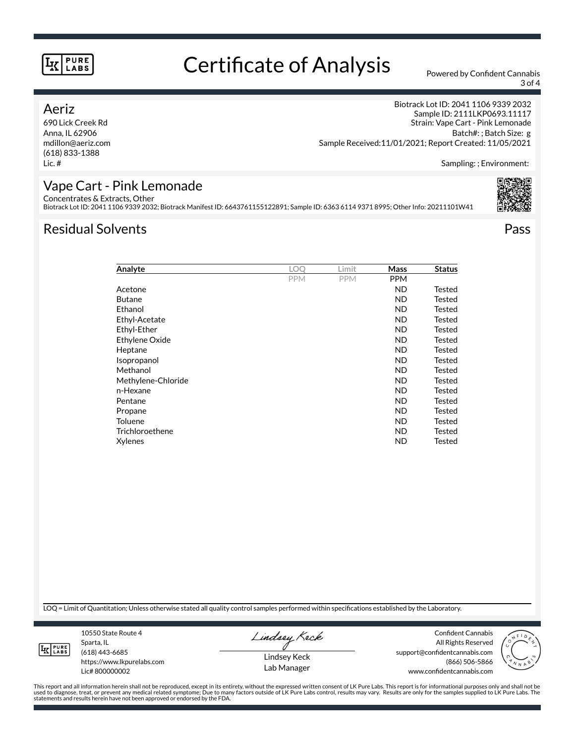# Certificate of Analysis

Powered by Confident Cannabis

## Aeriz

690 Lick Creek Rd
Anna, IL 62906
mdillon@aeriz.com
(618) 833-1388
Lic. #

Biotrack Lot ID: 2041 1106 9339 2032
Sample ID: 2111LKP0693.11117
Strain: Vape Cart - Pink Lemonade
Batch#: ; Batch Size: g
Sample Received:11/01/2021; Report Created: 11/05/2021

Sampling: ; Environment:

## Vape Cart - Pink Lemonade

Concentrates & Extracts, Other
Biotrack Lot ID: 2041 1106 9339 2032; Biotrack Manifest ID: 6643761155122891; Sample ID: 6363 6114 9371 8995; Other Info: 20211101W41

## Residual Solvents

Pass

| Analyte | LOQ | Limit | Mass | Status |
|---|---|---|---|---|
| | PPM | PPM | PPM | |
| Acetone | | | ND | Tested |
| Butane | | | ND | Tested |
| Ethanol | | | ND | Tested |
| Ethyl-Acetate | | | ND | Tested |
| Ethyl-Ether | | | ND | Tested |
| Ethylene Oxide | | | ND | Tested |
| Heptane | | | ND | Tested |
| Isopropanol | | | ND | Tested |
| Methanol | | | ND | Tested |
| Methylene-Chloride | | | ND | Tested |
| n-Hexane | | | ND | Tested |
| Pentane | | | ND | Tested |
| Propane | | | ND | Tested |
| Toluene | | | ND | Tested |
| Trichloroethene | | | ND | Tested |
| Xylenes | | | ND | Tested |

LOQ = Limit of Quantitation; Unless otherwise stated all quality control samples performed within specifications established by the Laboratory.

10550 State Route 4
Sparta, IL
(618) 443-6685
https://www.lkpurelabs.com
Lic# 800000002

Lindsey Keck
Lab Manager

Confident Cannabis
All Rights Reserved
support@confidentcannabis.com
(866) 506-5866
www.confidentcannabis.com

This report and all information herein shall not be reproduced, except in its entirety, without the expressed written consent of LK Pure Labs. This report is for informational purposes only and shall not be used to diagnose, treat, or prevent any medical related symptome; Due to many factors outside of LK Pure Labs control, results may vary. Results are only for the samples supplied to LK Pure Labs. The statements and results herein have not been approved or endorsed by the FDA.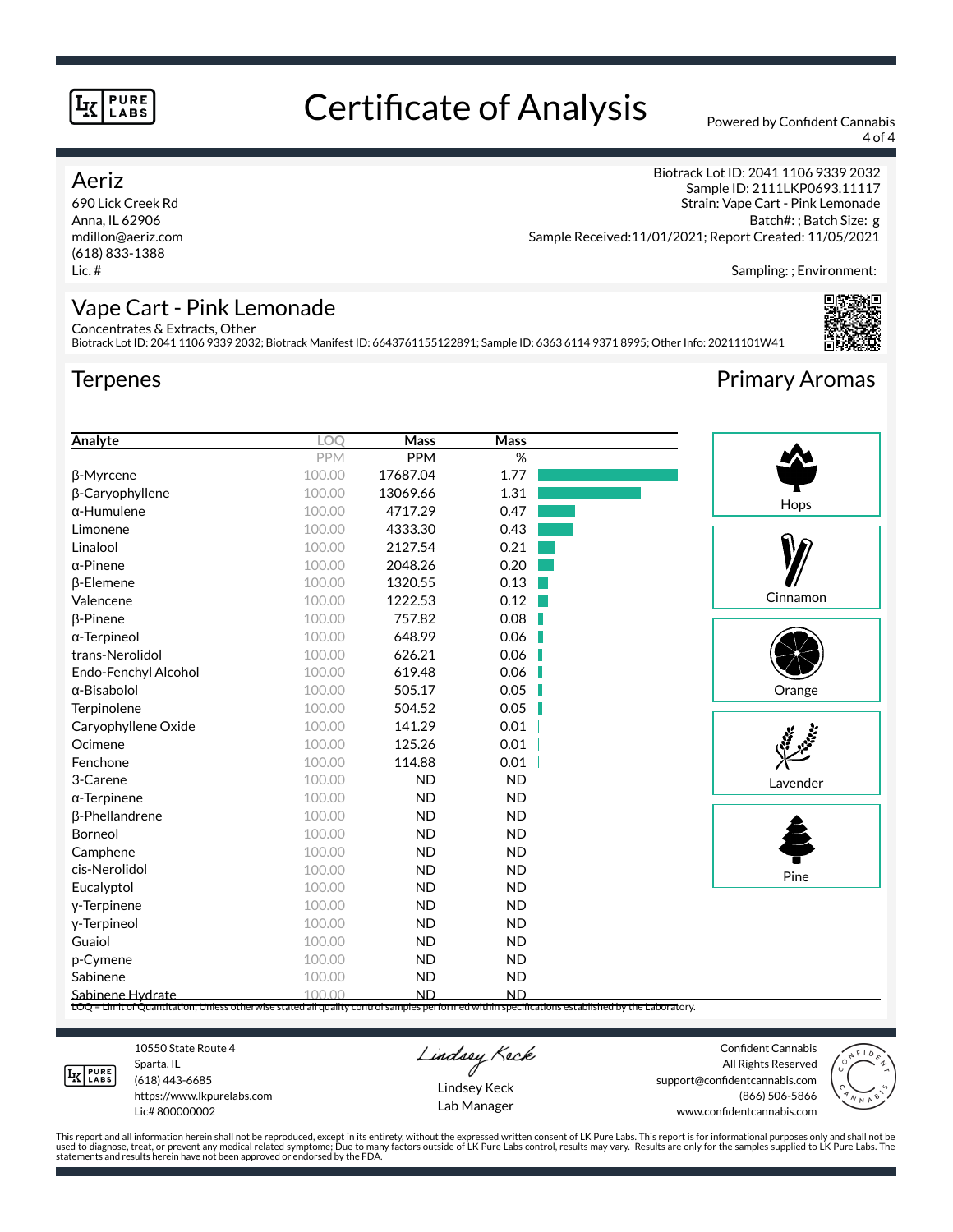# Certificate of Analysis

Powered by Confident Cannabis

## Aeriz

690 Lick Creek Rd
Anna, IL 62906
mdillon@aeriz.com
(618) 833-1388
Lic. #

Biotrack Lot ID: 2041 1106 9339 2032
Sample ID: 2111LKP0693.11117
Strain: Vape Cart - Pink Lemonade
Batch#: ; Batch Size: g
Sample Received:11/01/2021; Report Created: 11/05/2021

Sampling: ; Environment:

## Vape Cart - Pink Lemonade

Concentrates & Extracts, Other
Biotrack Lot ID: 2041 1106 9339 2032; Biotrack Manifest ID: 6643761155122891; Sample ID: 6363 6114 9371 8995; Other Info: 20211101W41

## Terpenes

| Analyte | LOQ | Mass | Mass |
|---|---|---|---|
| | PPM | PPM | % |
| β-Myrcene | 100.00 | 17687.04 | 1.77 |
| β-Caryophyllene | 100.00 | 13069.66 | 1.31 |
| α-Humulene | 100.00 | 4717.29 | 0.47 |
| Limonene | 100.00 | 4333.30 | 0.43 |
| Linalool | 100.00 | 2127.54 | 0.21 |
| α-Pinene | 100.00 | 2048.26 | 0.20 |
| β-Elemene | 100.00 | 1320.55 | 0.13 |
| Valencene | 100.00 | 1222.53 | 0.12 |
| β-Pinene | 100.00 | 757.82 | 0.08 |
| α-Terpineol | 100.00 | 648.99 | 0.06 |
| trans-Nerolidol | 100.00 | 626.21 | 0.06 |
| Endo-Fenchyl Alcohol | 100.00 | 619.48 | 0.06 |
| α-Bisabolol | 100.00 | 505.17 | 0.05 |
| Terpinolene | 100.00 | 504.52 | 0.05 |
| Caryophyllene Oxide | 100.00 | 141.29 | 0.01 |
| Ocimene | 100.00 | 125.26 | 0.01 |
| Fenchone | 100.00 | 114.88 | 0.01 |
| 3-Carene | 100.00 | ND | ND |
| α-Terpinene | 100.00 | ND | ND |
| β-Phellandrene | 100.00 | ND | ND |
| Borneol | 100.00 | ND | ND |
| Camphene | 100.00 | ND | ND |
| cis-Nerolidol | 100.00 | ND | ND |
| Eucalyptol | 100.00 | ND | ND |
| γ-Terpinene | 100.00 | ND | ND |
| γ-Terpineol | 100.00 | ND | ND |
| Guaiol | 100.00 | ND | ND |
| p-Cymene | 100.00 | ND | ND |
| Sabinene | 100.00 | ND | ND |
| Sabinene Hydrate | 100.00 | ND | ND |

LOQ = Limit of Quantitation; Unless otherwise stated all quality control samples performed within specifications established by the Laboratory.

## Primary Aromas

Hops
Cinnamon
Orange
Lavender
Pine

10550 State Route 4
Sparta, IL
(618) 443-6685
https://www.lkpurelabs.com
Lic# 800000002

Lindsey Keck
Lab Manager

Confident Cannabis
All Rights Reserved
support@confidentcannabis.com
(866) 506-5866
www.confidentcannabis.com

This report and all information herein shall not be reproduced, except in its entirety, without the expressed written consent of LK Pure Labs. This report is for informational purposes only and shall not be used to diagnose, treat, or prevent any medical related symptome; Due to many factors outside of LK Pure Labs control, results may vary. Results are only for the samples supplied to LK Pure Labs. The statements and results herein have not been approved or endorsed by the FDA.